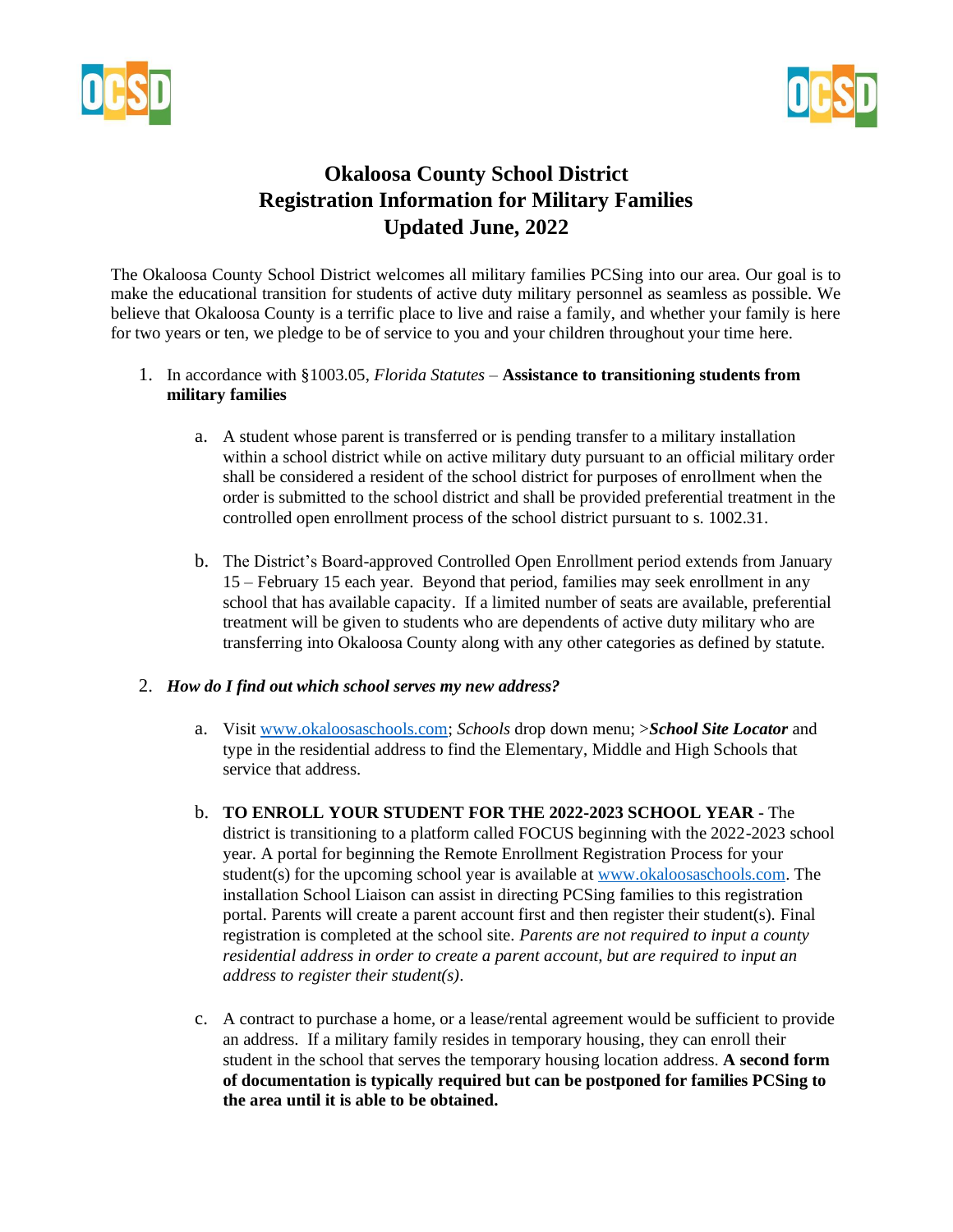# Okaloosa County School District
## Registration Information for Military Families
## Updated June, 2022

The Okaloosa County School District welcomes all military families PCSing into our area. Our goal is to make the educational transition for students of active duty military personnel as seamless as possible. We believe that Okaloosa County is a terrific place to live and raise a family, and whether your family is here for two years or ten, we pledge to be of service to you and your children throughout your time here.

1. In accordance with §1003.05, *Florida Statutes* – **Assistance to transitioning students from military families**

   a. A student whose parent is transferred or is pending transfer to a military installation within a school district while on active military duty pursuant to an official military order shall be considered a resident of the school district for purposes of enrollment when the order is submitted to the school district and shall be provided preferential treatment in the controlled open enrollment process of the school district pursuant to s. 1002.31.

   b. The District's Board-approved Controlled Open Enrollment period extends from January 15 – February 15 each year. Beyond that period, families may seek enrollment in any school that has available capacity. If a limited number of seats are available, preferential treatment will be given to students who are dependents of active duty military who are transferring into Okaloosa County along with any other categories as defined by statute.

2. ***How do I find out which school serves my new address?***

   a. Visit www.okaloosaschools.com; *Schools* drop down menu; >***School Site Locator*** and type in the residential address to find the Elementary, Middle and High Schools that service that address.

   b. **TO ENROLL YOUR STUDENT FOR THE 2022-2023 SCHOOL YEAR** - The district is transitioning to a platform called FOCUS beginning with the 2022-2023 school year. A portal for beginning the Remote Enrollment Registration Process for your student(s) for the upcoming school year is available at www.okaloosaschools.com. The installation School Liaison can assist in directing PCSing families to this registration portal. Parents will create a parent account first and then register their student(s). Final registration is completed at the school site. *Parents are not required to input a county residential address in order to create a parent account, but are required to input an address to register their student(s)*.

   c. A contract to purchase a home, or a lease/rental agreement would be sufficient to provide an address. If a military family resides in temporary housing, they can enroll their student in the school that serves the temporary housing location address. **A second form of documentation is typically required but can be postponed for families PCSing to the area until it is able to be obtained.**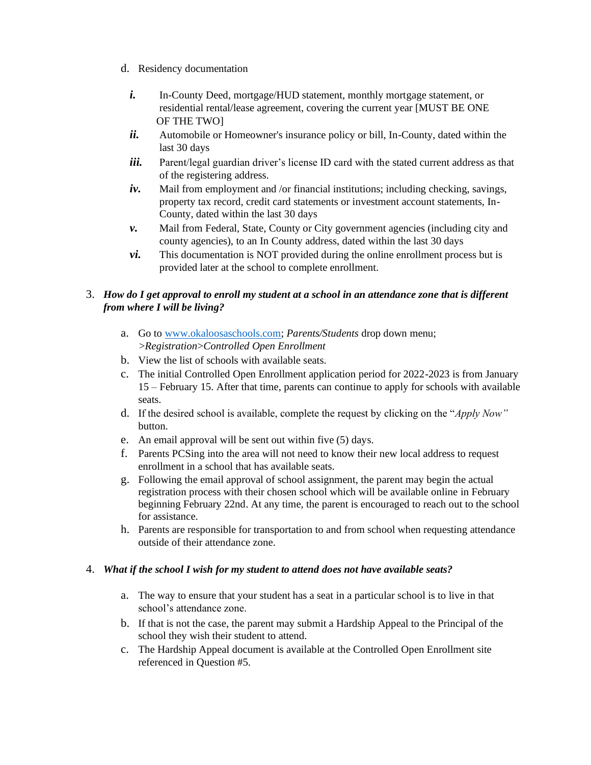d. Residency documentation

   *i.* In-County Deed, mortgage/HUD statement, monthly mortgage statement, or residential rental/lease agreement, covering the current year [MUST BE ONE OF THE TWO]

   *ii.* Automobile or Homeowner's insurance policy or bill, In-County, dated within the last 30 days

   *iii.* Parent/legal guardian driver's license ID card with the stated current address as that of the registering address.

   *iv.* Mail from employment and /or financial institutions; including checking, savings, property tax record, credit card statements or investment account statements, In-County, dated within the last 30 days

   *v.* Mail from Federal, State, County or City government agencies (including city and county agencies), to an In County address, dated within the last 30 days

   *vi.* This documentation is NOT provided during the online enrollment process but is provided later at the school to complete enrollment.

3. ***How do I get approval to enroll my student at a school in an attendance zone that is different from where I will be living?***

   a. Go to www.okaloosaschools.com; *Parents/Students* drop down menu; *>Registration>Controlled Open Enrollment*
   b. View the list of schools with available seats.
   c. The initial Controlled Open Enrollment application period for 2022-2023 is from January 15 – February 15. After that time, parents can continue to apply for schools with available seats.
   d. If the desired school is available, complete the request by clicking on the "*Apply Now"* button.
   e. An email approval will be sent out within five (5) days.
   f. Parents PCSing into the area will not need to know their new local address to request enrollment in a school that has available seats.
   g. Following the email approval of school assignment, the parent may begin the actual registration process with their chosen school which will be available online in February beginning February 22nd. At any time, the parent is encouraged to reach out to the school for assistance.
   h. Parents are responsible for transportation to and from school when requesting attendance outside of their attendance zone.

4. ***What if the school I wish for my student to attend does not have available seats?***

   a. The way to ensure that your student has a seat in a particular school is to live in that school's attendance zone.
   b. If that is not the case, the parent may submit a Hardship Appeal to the Principal of the school they wish their student to attend.
   c. The Hardship Appeal document is available at the Controlled Open Enrollment site referenced in Question #5.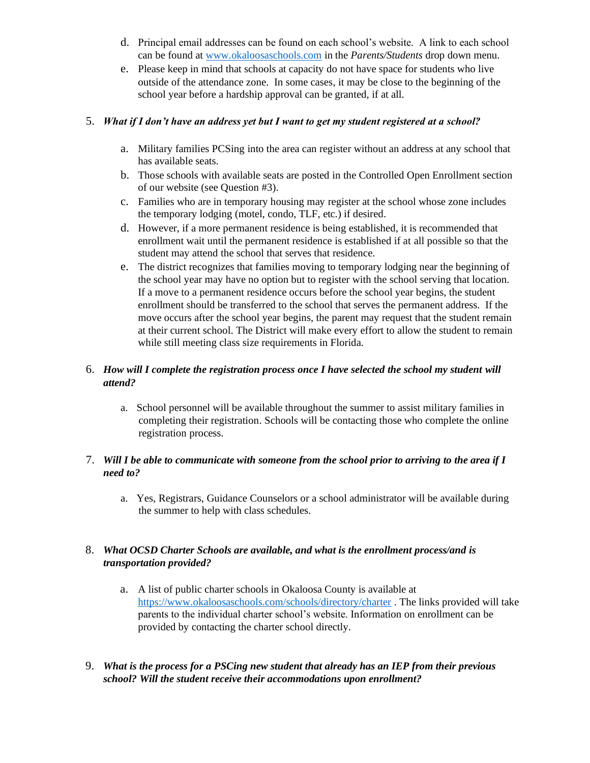d. Principal email addresses can be found on each school's website. A link to each school can be found at [www.okaloosaschools.com](http://www.okaloosaschools.com) in the *Parents/Students* drop down menu.

e. Please keep in mind that schools at capacity do not have space for students who live outside of the attendance zone. In some cases, it may be close to the beginning of the school year before a hardship approval can be granted, if at all.

5. ***What if I don't have an address yet but I want to get my student registered at a school?***

   a. Military families PCSing into the area can register without an address at any school that has available seats.
   b. Those schools with available seats are posted in the Controlled Open Enrollment section of our website (see Question #3).
   c. Families who are in temporary housing may register at the school whose zone includes the temporary lodging (motel, condo, TLF, etc.) if desired.
   d. However, if a more permanent residence is being established, it is recommended that enrollment wait until the permanent residence is established if at all possible so that the student may attend the school that serves that residence.
   e. The district recognizes that families moving to temporary lodging near the beginning of the school year may have no option but to register with the school serving that location. If a move to a permanent residence occurs before the school year begins, the student enrollment should be transferred to the school that serves the permanent address. If the move occurs after the school year begins, the parent may request that the student remain at their current school. The District will make every effort to allow the student to remain while still meeting class size requirements in Florida.

6. ***How will I complete the registration process once I have selected the school my student will attend?***

   a. School personnel will be available throughout the summer to assist military families in completing their registration. Schools will be contacting those who complete the online registration process.

7. ***Will I be able to communicate with someone from the school prior to arriving to the area if I need to?***

   a. Yes, Registrars, Guidance Counselors or a school administrator will be available during the summer to help with class schedules.

8. ***What OCSD Charter Schools are available, and what is the enrollment process/and is transportation provided?***

   a. A list of public charter schools in Okaloosa County is available at [https://www.okaloosaschools.com/schools/directory/charter](https://www.okaloosaschools.com/schools/directory/charter) . The links provided will take parents to the individual charter school's website. Information on enrollment can be provided by contacting the charter school directly.

9. ***What is the process for a PSCing new student that already has an IEP from their previous school? Will the student receive their accommodations upon enrollment?***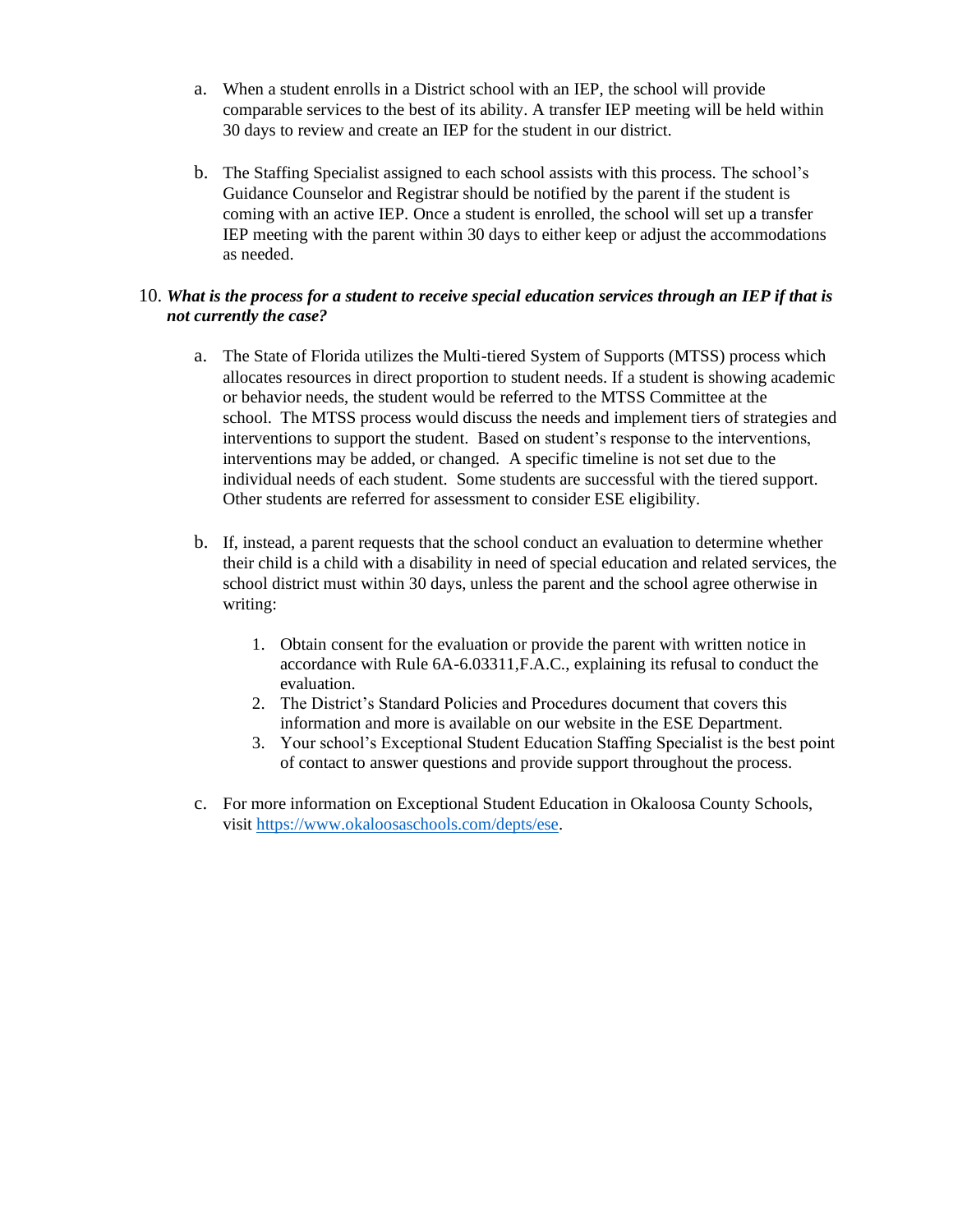a. When a student enrolls in a District school with an IEP, the school will provide comparable services to the best of its ability. A transfer IEP meeting will be held within 30 days to review and create an IEP for the student in our district.

   b. The Staffing Specialist assigned to each school assists with this process. The school's Guidance Counselor and Registrar should be notified by the parent if the student is coming with an active IEP. Once a student is enrolled, the school will set up a transfer IEP meeting with the parent within 30 days to either keep or adjust the accommodations as needed.

10. ***What is the process for a student to receive special education services through an IEP if that is not currently the case?***

   a. The State of Florida utilizes the Multi-tiered System of Supports (MTSS) process which allocates resources in direct proportion to student needs. If a student is showing academic or behavior needs, the student would be referred to the MTSS Committee at the school. The MTSS process would discuss the needs and implement tiers of strategies and interventions to support the student. Based on student's response to the interventions, interventions may be added, or changed. A specific timeline is not set due to the individual needs of each student. Some students are successful with the tiered support. Other students are referred for assessment to consider ESE eligibility.

   b. If, instead, a parent requests that the school conduct an evaluation to determine whether their child is a child with a disability in need of special education and related services, the school district must within 30 days, unless the parent and the school agree otherwise in writing:

      1. Obtain consent for the evaluation or provide the parent with written notice in accordance with Rule 6A-6.03311,F.A.C., explaining its refusal to conduct the evaluation.
      2. The District's Standard Policies and Procedures document that covers this information and more is available on our website in the ESE Department.
      3. Your school's Exceptional Student Education Staffing Specialist is the best point of contact to answer questions and provide support throughout the process.

   c. For more information on Exceptional Student Education in Okaloosa County Schools, visit https://www.okaloosaschools.com/depts/ese.